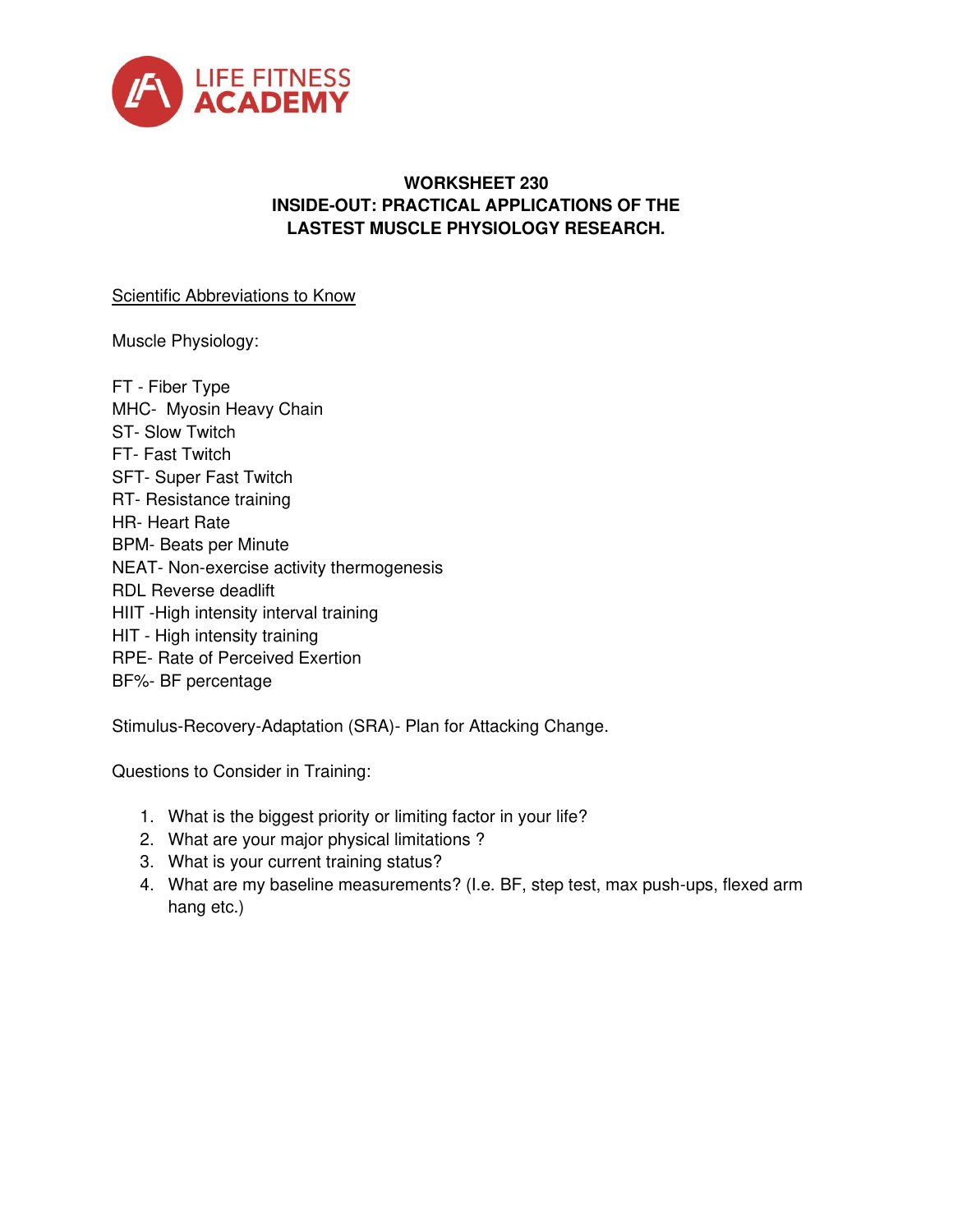LIFE FITNESS
ACADEMY

**WORKSHEET 230**
**INSIDE-OUT: PRACTICAL APPLICATIONS OF THE LASTEST MUSCLE PHYSIOLOGY RESEARCH.**

Scientific Abbreviations to Know

Muscle Physiology:

FT - Fiber Type
MHC- Myosin Heavy Chain
ST- Slow Twitch
FT- Fast Twitch
SFT- Super Fast Twitch
RT- Resistance training
HR- Heart Rate
BPM- Beats per Minute
NEAT- Non-exercise activity thermogenesis
RDL Reverse deadlift
HIIT -High intensity interval training
HIT - High intensity training
RPE- Rate of Perceived Exertion
BF%- BF percentage

Stimulus-Recovery-Adaptation (SRA)- Plan for Attacking Change.

Questions to Consider in Training:

1. What is the biggest priority or limiting factor in your life?
2. What are your major physical limitations ?
3. What is your current training status?
4. What are my baseline measurements? (I.e. BF, step test, max push-ups, flexed arm hang etc.)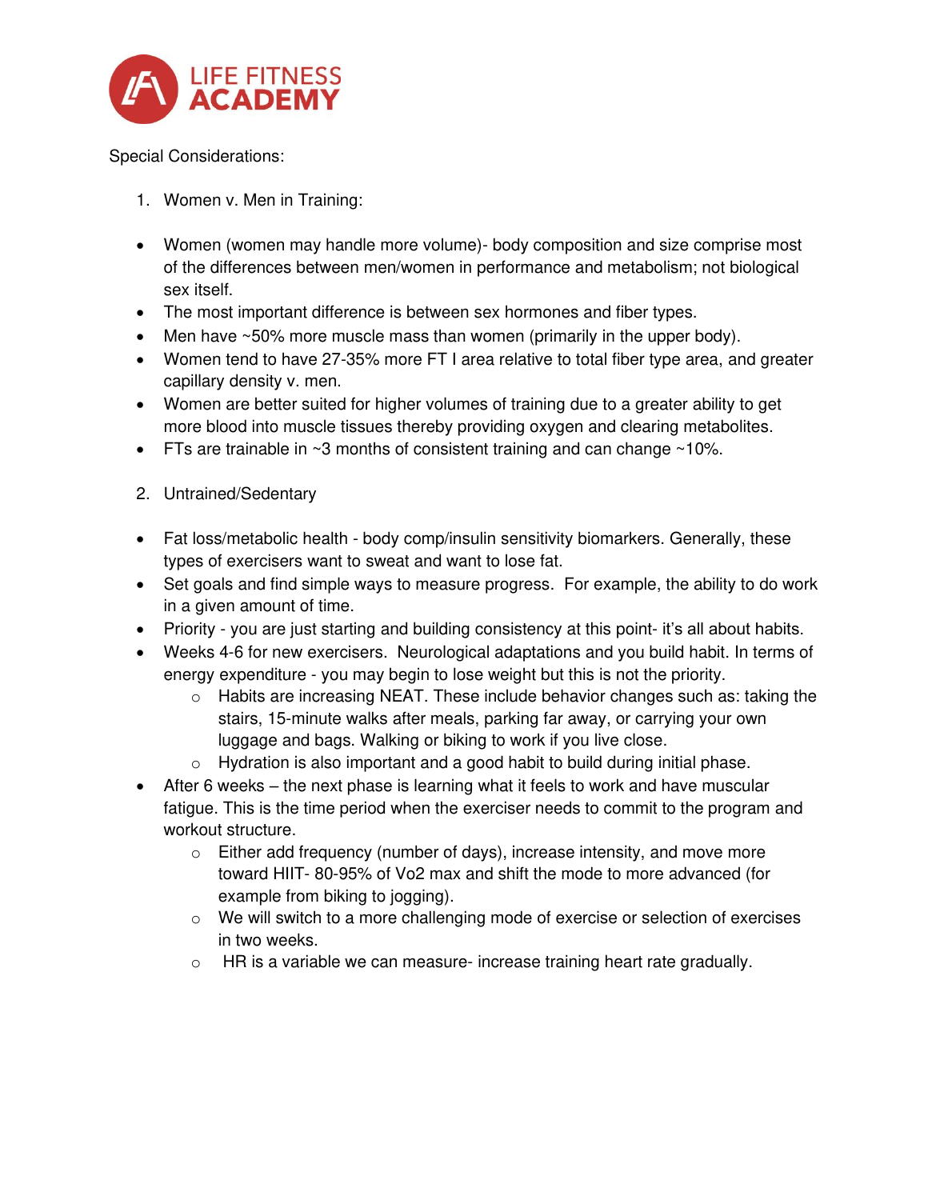Special Considerations:

1. Women v. Men in Training:

- Women (women may handle more volume)- body composition and size comprise most of the differences between men/women in performance and metabolism; not biological sex itself.
- The most important difference is between sex hormones and fiber types.
- Men have ~50% more muscle mass than women (primarily in the upper body).
- Women tend to have 27-35% more FT I area relative to total fiber type area, and greater capillary density v. men.
- Women are better suited for higher volumes of training due to a greater ability to get more blood into muscle tissues thereby providing oxygen and clearing metabolites.
- FTs are trainable in ~3 months of consistent training and can change ~10%.

2. Untrained/Sedentary

- Fat loss/metabolic health - body comp/insulin sensitivity biomarkers. Generally, these types of exercisers want to sweat and want to lose fat.
- Set goals and find simple ways to measure progress. For example, the ability to do work in a given amount of time.
- Priority - you are just starting and building consistency at this point- it's all about habits.
- Weeks 4-6 for new exercisers. Neurological adaptations and you build habit. In terms of energy expenditure - you may begin to lose weight but this is not the priority.
  - Habits are increasing NEAT. These include behavior changes such as: taking the stairs, 15-minute walks after meals, parking far away, or carrying your own luggage and bags. Walking or biking to work if you live close.
  - Hydration is also important and a good habit to build during initial phase.
- After 6 weeks – the next phase is learning what it feels to work and have muscular fatigue. This is the time period when the exerciser needs to commit to the program and workout structure.
  - Either add frequency (number of days), increase intensity, and move more toward HIIT- 80-95% of Vo2 max and shift the mode to more advanced (for example from biking to jogging).
  - We will switch to a more challenging mode of exercise or selection of exercises in two weeks.
  - HR is a variable we can measure- increase training heart rate gradually.